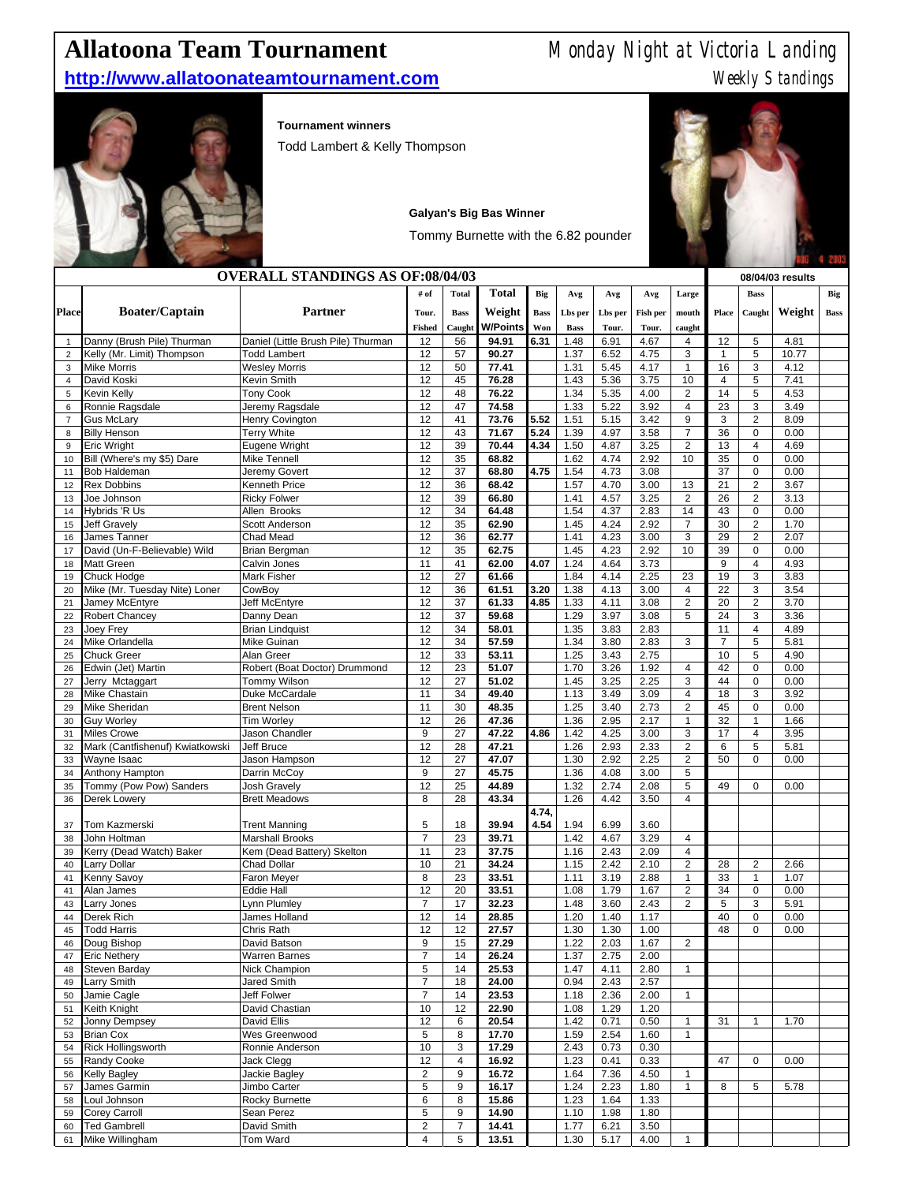# Allatoona Team Tournament

**http://www.allatoonateamtournament.com**

Monday Night at Victoria Landing

*Weekly Standings*

**Tournament winners**

Todd Lambert & Kelly Thompson

**Galyan's Big Bas Winner**

Tommy Burnette with the 6.82 pounder

| | OVERALL STANDINGS AS OF:08/04/03 | | | | | | | | | | | 08/04/03 results | | | |
|---|---|---|---|---|---|---|---|---|---|---|---|---|---|---|---|
| Place | Boater/Captain | Partner | # of Tour. Fished | Total Bass Caught | Total Weight W/Points | Big Bass Won | Avg Lbs per Bass | Avg Lbs per Tour. | Avg Fish per Tour. | Large mouth caught | Place | Bass Caught | Weight | Big Bass |
| 1 | Danny (Brush Pile) Thurman | Daniel (Little Brush Pile) Thurman | 12 | 56 | 94.91 | 6.31 | 1.48 | 6.91 | 4.67 | 4 | 12 | 5 | 4.81 | |
| 2 | Kelly (Mr. Limit) Thompson | Todd Lambert | 12 | 57 | 90.27 | | 1.37 | 6.52 | 4.75 | 3 | 1 | 5 | 10.77 | |
| 3 | Mike Morris | Wesley Morris | 12 | 50 | 77.41 | | 1.31 | 5.45 | 4.17 | 1 | 16 | 3 | 4.12 | |
| 4 | David Koski | Kevin Smith | 12 | 45 | 76.28 | | 1.43 | 5.36 | 3.75 | 10 | 4 | 5 | 7.41 | |
| 5 | Kevin Kelly | Tony Cook | 12 | 48 | 76.22 | | 1.34 | 5.35 | 4.00 | 2 | 14 | 5 | 4.53 | |
| 6 | Ronnie Ragsdale | Jeremy Ragsdale | 12 | 47 | 74.58 | | 1.33 | 5.22 | 3.92 | 4 | 23 | 3 | 3.49 | |
| 7 | Gus McLary | Henry Covington | 12 | 41 | 73.76 | 5.52 | 1.51 | 5.15 | 3.42 | 9 | 3 | 2 | 8.09 | |
| 8 | Billy Henson | Terry White | 12 | 43 | 71.67 | 5.24 | 1.39 | 4.97 | 3.58 | 7 | 36 | 0 | 0.00 | |
| 9 | Eric Wright | Eugene Wright | 12 | 39 | 70.44 | 4.34 | 1.50 | 4.87 | 3.25 | 2 | 13 | 4 | 4.69 | |
| 10 | Bill (Where's my $5) Dare | Mike Tennell | 12 | 35 | 68.82 | | 1.62 | 4.74 | 2.92 | 10 | 35 | 0 | 0.00 | |
| 11 | Bob Haldeman | Jeremy Govert | 12 | 37 | 68.80 | 4.75 | 1.54 | 4.73 | 3.08 | | 37 | 0 | 0.00 | |
| 12 | Rex Dobbins | Kenneth Price | 12 | 36 | 68.42 | | 1.57 | 4.70 | 3.00 | 13 | 21 | 2 | 3.67 | |
| 13 | Joe Johnson | Ricky Folwer | 12 | 39 | 66.80 | | 1.41 | 4.57 | 3.25 | 2 | 26 | 2 | 3.13 | |
| 14 | Hybrids 'R Us | Allen Brooks | 12 | 34 | 64.48 | | 1.54 | 4.37 | 2.83 | 14 | 43 | 0 | 0.00 | |
| 15 | Jeff Gravely | Scott Anderson | 12 | 35 | 62.90 | | 1.45 | 4.24 | 2.92 | 7 | 30 | 2 | 1.70 | |
| 16 | James Tanner | Chad Mead | 12 | 36 | 62.77 | | 1.41 | 4.23 | 3.00 | 3 | 29 | 2 | 2.07 | |
| 17 | David (Un-F-Believable) Wild | Brian Bergman | 12 | 35 | 62.75 | | 1.45 | 4.23 | 2.92 | 10 | 39 | 0 | 0.00 | |
| 18 | Matt Green | Calvin Jones | 11 | 41 | 62.00 | 4.07 | 1.24 | 4.64 | 3.73 | | 9 | 4 | 4.93 | |
| 19 | Chuck Hodge | Mark Fisher | 12 | 27 | 61.66 | | 1.84 | 4.14 | 2.25 | 23 | 19 | 3 | 3.83 | |
| 20 | Mike (Mr. Tuesday Nite) Loner | CowBoy | 12 | 36 | 61.51 | 3.20 | 1.38 | 4.13 | 3.00 | 4 | 22 | 3 | 3.54 | |
| 21 | Jamey McEntyre | Jeff McEntyre | 12 | 37 | 61.33 | 4.85 | 1.33 | 4.11 | 3.08 | 2 | 20 | 2 | 3.70 | |
| 22 | Robert Chancey | Danny Dean | 12 | 37 | 59.68 | | 1.29 | 3.97 | 3.08 | 5 | 24 | 3 | 3.36 | |
| 23 | Joey Frey | Brian Lindquist | 12 | 34 | 58.01 | | 1.35 | 3.83 | 2.83 | | 11 | 4 | 4.89 | |
| 24 | Mike Orlandella | Mike Guinan | 12 | 34 | 57.59 | | 1.34 | 3.80 | 2.83 | 3 | 7 | 5 | 5.81 | |
| 25 | Chuck Greer | Alan Greer | 12 | 33 | 53.11 | | 1.25 | 3.43 | 2.75 | | 10 | 5 | 4.90 | |
| 26 | Edwin (Jet) Martin | Robert (Boat Doctor) Drummond | 12 | 23 | 51.07 | | 1.70 | 3.26 | 1.92 | 4 | 42 | 0 | 0.00 | |
| 27 | Jerry Mctaggart | Tommy Wilson | 12 | 27 | 51.02 | | 1.45 | 3.25 | 2.25 | 3 | 44 | 0 | 0.00 | |
| 28 | Mike Chastain | Duke McCardale | 11 | 34 | 49.40 | | 1.13 | 3.49 | 3.09 | 4 | 18 | 3 | 3.92 | |
| 29 | Mike Sheridan | Brent Nelson | 11 | 30 | 48.35 | | 1.25 | 3.40 | 2.73 | 2 | 45 | 0 | 0.00 | |
| 30 | Guy Worley | Tim Worley | 12 | 26 | 47.36 | | 1.36 | 2.95 | 2.17 | 1 | 32 | 1 | 1.66 | |
| 31 | Miles Crowe | Jason Chandler | 9 | 27 | 47.22 | 4.86 | 1.42 | 4.25 | 3.00 | 3 | 17 | 4 | 3.95 | |
| 32 | Mark (Cantfishenuf) Kwiatkowski | Jeff Bruce | 12 | 28 | 47.21 | | 1.26 | 2.93 | 2.33 | 2 | 6 | 5 | 5.81 | |
| 33 | Wayne Isaac | Jason Hampson | 12 | 27 | 47.07 | | 1.30 | 2.92 | 2.25 | 2 | 50 | 0 | 0.00 | |
| 34 | Anthony Hampton | Darrin McCoy | 9 | 27 | 45.75 | | 1.36 | 4.08 | 3.00 | 5 | | | | |
| 35 | Tommy (Pow Pow) Sanders | Josh Gravely | 12 | 25 | 44.89 | | 1.32 | 2.74 | 2.08 | 5 | 49 | 0 | 0.00 | |
| 36 | Derek Lowery | Brett Meadows | 8 | 28 | 43.34 | | 1.26 | 4.42 | 3.50 | 4 | | | | |
| 37 | Tom Kazmerski | Trent Manning | 5 | 18 | 39.94 | 4.74, 4.54 | 1.94 | 6.99 | 3.60 | | | | | |
| 38 | John Holtman | Marshall Brooks | 7 | 23 | 39.71 | | 1.42 | 4.67 | 3.29 | 4 | | | | |
| 39 | Kerry (Dead Watch) Baker | Kem (Dead Battery) Skelton | 11 | 23 | 37.75 | | 1.16 | 2.43 | 2.09 | 4 | | | | |
| 40 | Larry Dollar | Chad Dollar | 10 | 21 | 34.24 | | 1.15 | 2.42 | 2.10 | 2 | 28 | 2 | 2.66 | |
| 41 | Kenny Savoy | Faron Meyer | 8 | 23 | 33.51 | | 1.11 | 3.19 | 2.88 | 1 | 33 | 1 | 1.07 | |
| 41 | Alan James | Eddie Hall | 12 | 20 | 33.51 | | 1.08 | 1.79 | 1.67 | 2 | 34 | 0 | 0.00 | |
| 43 | Larry Jones | Lynn Plumley | 7 | 17 | 32.23 | | 1.48 | 3.60 | 2.43 | 2 | 5 | 3 | 5.91 | |
| 44 | Derek Rich | James Holland | 12 | 14 | 28.85 | | 1.20 | 1.40 | 1.17 | | 40 | 0 | 0.00 | |
| 45 | Todd Harris | Chris Rath | 12 | 12 | 27.57 | | 1.30 | 1.30 | 1.00 | | 48 | 0 | 0.00 | |
| 46 | Doug Bishop | David Batson | 9 | 15 | 27.29 | | 1.22 | 2.03 | 1.67 | 2 | | | | |
| 47 | Eric Nethery | Warren Barnes | 7 | 14 | 26.24 | | 1.37 | 2.75 | 2.00 | | | | | |
| 48 | Steven Barday | Nick Champion | 5 | 14 | 25.53 | | 1.47 | 4.11 | 2.80 | 1 | | | | |
| 49 | Larry Smith | Jared Smith | 7 | 18 | 24.00 | | 0.94 | 2.43 | 2.57 | | | | | |
| 50 | Jamie Cagle | Jeff Folwer | 7 | 14 | 23.53 | | 1.18 | 2.36 | 2.00 | 1 | | | | |
| 51 | Keith Knight | David Chastian | 10 | 12 | 22.90 | | 1.08 | 1.29 | 1.20 | | | | | |
| 52 | Jonny Dempsey | David Ellis | 12 | 6 | 20.54 | | 1.42 | 0.71 | 0.50 | 1 | 31 | 1 | 1.70 | |
| 53 | Brian Cox | Wes Greenwood | 5 | 8 | 17.70 | | 1.59 | 2.54 | 1.60 | 1 | | | | |
| 54 | Rick Hollingsworth | Ronnie Anderson | 10 | 3 | 17.29 | | 2.43 | 0.73 | 0.30 | | | | | |
| 55 | Randy Cooke | Jack Clegg | 12 | 4 | 16.92 | | 1.23 | 0.41 | 0.33 | | 47 | 0 | 0.00 | |
| 56 | Kelly Bagley | Jackie Bagley | 2 | 9 | 16.72 | | 1.64 | 7.36 | 4.50 | 1 | | | | |
| 57 | James Garmin | Jimbo Carter | 5 | 9 | 16.17 | | 1.24 | 2.23 | 1.80 | 1 | 8 | 5 | 5.78 | |
| 58 | Loul Johnson | Rocky Burnette | 6 | 8 | 15.86 | | 1.23 | 1.64 | 1.33 | | | | | |
| 59 | Corey Carroll | Sean Perez | 5 | 9 | 14.90 | | 1.10 | 1.98 | 1.80 | | | | | |
| 60 | Ted Gambrell | David Smith | 2 | 7 | 14.41 | | 1.77 | 6.21 | 3.50 | | | | | |
| 61 | Mike Willingham | Tom Ward | 4 | 5 | 13.51 | | 1.30 | 5.17 | 4.00 | 1 | | | | |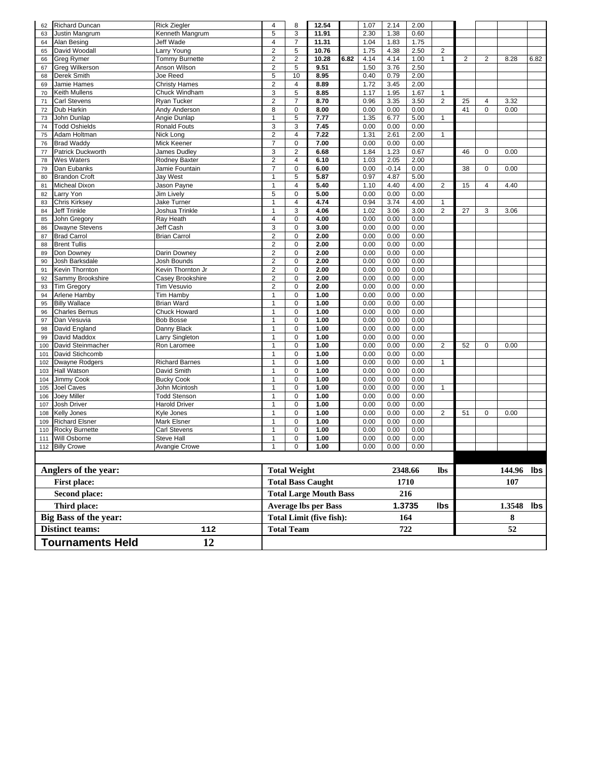| | | | | | | | | | | | | | | | |
|---|---|---|---|---|---|---|---|---|---|---|---|---|---|---|---|
| 62 | Richard Duncan | Rick Ziegler | 4 | 8 | **12.54** | | 1.07 | 2.14 | 2.00 | | | | | |
| 63 | Justin Mangrum | Kenneth Mangrum | 5 | 3 | **11.91** | | 2.30 | 1.38 | 0.60 | | | | | |
| 64 | Alan Besing | Jeff Wade | 4 | 7 | **11.31** | | 1.04 | 1.83 | 1.75 | | | | | |
| 65 | David Woodall | Larry Young | 2 | 5 | **10.76** | | 1.75 | 4.38 | 2.50 | 2 | | | | |
| 66 | Greg Rymer | Tommy Burnette | 2 | 2 | **10.28** | **6.82** | 4.14 | 4.14 | 1.00 | 1 | 2 | 2 | 8.28 | 6.82 |
| 67 | Greg Wilkerson | Anson Wilson | 2 | 5 | **9.51** | | 1.50 | 3.76 | 2.50 | | | | | |
| 68 | Derek Smith | Joe Reed | 5 | 10 | **8.95** | | 0.40 | 0.79 | 2.00 | | | | | |
| 69 | Jamie Hames | Christy Hames | 2 | 4 | **8.89** | | 1.72 | 3.45 | 2.00 | | | | | |
| 70 | Keith Mullens | Chuck Windham | 3 | 5 | **8.85** | | 1.17 | 1.95 | 1.67 | 1 | | | | |
| 71 | Carl Stevens | Ryan Tucker | 2 | 7 | **8.70** | | 0.96 | 3.35 | 3.50 | 2 | 25 | 4 | 3.32 | |
| 72 | Dub Harkin | Andy Anderson | 8 | 0 | **8.00** | | 0.00 | 0.00 | 0.00 | | 41 | 0 | 0.00 | |
| 73 | John Dunlap | Angie Dunlap | 1 | 5 | **7.77** | | 1.35 | 6.77 | 5.00 | 1 | | | | |
| 74 | Todd Oshields | Ronald Fouts | 3 | 3 | **7.45** | | 0.00 | 0.00 | 0.00 | | | | | |
| 75 | Adam Holtman | Nick Long | 2 | 4 | **7.22** | | 1.31 | 2.61 | 2.00 | 1 | | | | |
| 76 | Brad Waddy | Mick Keener | 7 | 0 | **7.00** | | 0.00 | 0.00 | 0.00 | | | | | |
| 77 | Patrick Duckworth | James Dudley | 3 | 2 | **6.68** | | 1.84 | 1.23 | 0.67 | | 46 | 0 | 0.00 | |
| 78 | Wes Waters | Rodney Baxter | 2 | 4 | **6.10** | | 1.03 | 2.05 | 2.00 | | | | | |
| 79 | Dan Eubanks | Jamie Fountain | 7 | 0 | **6.00** | | 0.00 | -0.14 | 0.00 | | 38 | 0 | 0.00 | |
| 80 | Brandon Croft | Jay West | 1 | 5 | **5.87** | | 0.97 | 4.87 | 5.00 | | | | | |
| 81 | Micheal Dixon | Jason Payne | 1 | 4 | **5.40** | | 1.10 | 4.40 | 4.00 | 2 | 15 | 4 | 4.40 | |
| 82 | Larry Yon | Jim Lively | 5 | 0 | **5.00** | | 0.00 | 0.00 | 0.00 | | | | | |
| 83 | Chris Kirksey | Jake Turner | 1 | 4 | **4.74** | | 0.94 | 3.74 | 4.00 | 1 | | | | |
| 84 | Jeff Trinkle | Joshua Trinkle | 1 | 3 | **4.06** | | 1.02 | 3.06 | 3.00 | 2 | 27 | 3 | 3.06 | |
| 85 | John Gregory | Ray Heath | 4 | 0 | **4.00** | | 0.00 | 0.00 | 0.00 | | | | | |
| 86 | Dwayne Stevens | Jeff Cash | 3 | 0 | **3.00** | | 0.00 | 0.00 | 0.00 | | | | | |
| 87 | Brad Carrol | Brian Carrol | 2 | 0 | **2.00** | | 0.00 | 0.00 | 0.00 | | | | | |
| 88 | Brent Tullis | | 2 | 0 | **2.00** | | 0.00 | 0.00 | 0.00 | | | | | |
| 89 | Don Downey | Darin Downey | 2 | 0 | **2.00** | | 0.00 | 0.00 | 0.00 | | | | | |
| 90 | Josh Barksdale | Josh Bounds | 2 | 0 | **2.00** | | 0.00 | 0.00 | 0.00 | | | | | |
| 91 | Kevin Thornton | Kevin Thornton Jr | 2 | 0 | **2.00** | | 0.00 | 0.00 | 0.00 | | | | | |
| 92 | Sammy Brookshire | Casey Brookshire | 2 | 0 | **2.00** | | 0.00 | 0.00 | 0.00 | | | | | |
| 93 | Tim Gregory | Tim Vesuvio | 2 | 0 | **2.00** | | 0.00 | 0.00 | 0.00 | | | | | |
| 94 | Arlene Hamby | Tim Hamby | 1 | 0 | **1.00** | | 0.00 | 0.00 | 0.00 | | | | | |
| 95 | Billy Wallace | Brian Ward | 1 | 0 | **1.00** | | 0.00 | 0.00 | 0.00 | | | | | |
| 96 | Charles Bemus | Chuck Howard | 1 | 0 | **1.00** | | 0.00 | 0.00 | 0.00 | | | | | |
| 97 | Dan Vesuvia | Bob Bosse | 1 | 0 | **1.00** | | 0.00 | 0.00 | 0.00 | | | | | |
| 98 | David England | Danny Black | 1 | 0 | **1.00** | | 0.00 | 0.00 | 0.00 | | | | | |
| 99 | David Maddox | Larry Singleton | 1 | 0 | **1.00** | | 0.00 | 0.00 | 0.00 | | | | | |
| 100 | David Steinmacher | Ron Laromee | 1 | 0 | **1.00** | | 0.00 | 0.00 | 0.00 | 2 | 52 | 0 | 0.00 | |
| 101 | David Stichcomb | | 1 | 0 | **1.00** | | 0.00 | 0.00 | 0.00 | | | | | |
| 102 | Dwayne Rodgers | Richard Barnes | 1 | 0 | **1.00** | | 0.00 | 0.00 | 0.00 | 1 | | | | |
| 103 | Hall Watson | David Smith | 1 | 0 | **1.00** | | 0.00 | 0.00 | 0.00 | | | | | |
| 104 | Jimmy Cook | Bucky Cook | 1 | 0 | **1.00** | | 0.00 | 0.00 | 0.00 | | | | | |
| 105 | Joel Caves | John Mcintosh | 1 | 0 | **1.00** | | 0.00 | 0.00 | 0.00 | 1 | | | | |
| 106 | Joey Miller | Todd Stenson | 1 | 0 | **1.00** | | 0.00 | 0.00 | 0.00 | | | | | |
| 107 | Josh Driver | Harold Driver | 1 | 0 | **1.00** | | 0.00 | 0.00 | 0.00 | | | | | |
| 108 | Kelly Jones | Kyle Jones | 1 | 0 | **1.00** | | 0.00 | 0.00 | 0.00 | 2 | 51 | 0 | 0.00 | |
| 109 | Richard Elsner | Mark Elsner | 1 | 0 | **1.00** | | 0.00 | 0.00 | 0.00 | | | | | |
| 110 | Rocky Burnette | Carl Stevens | 1 | 0 | **1.00** | | 0.00 | 0.00 | 0.00 | | | | | |
| 111 | Will Osborne | Steve Hall | 1 | 0 | **1.00** | | 0.00 | 0.00 | 0.00 | | | | | |
| 112 | Billy Crowe | Avangie Crowe | 1 | 0 | **1.00** | | 0.00 | 0.00 | 0.00 | | | | | |

| | | | | | |
|---|---|---|---|---|---|
| **Anglers of the year:** | | **Total Weight** | **2348.66** | **lbs** | **144.96 lbs** |
| **First place:** | | **Total Bass Caught** | **1710** | | **107** |
| **Second place:** | | **Total Large Mouth Bass** | **216** | | |
| **Third place:** | | **Average lbs per Bass** | **1.3735** | **lbs** | **1.3548 lbs** |
| **Big Bass of the year:** | | **Total Limit (five fish):** | **164** | | **8** |
| **Distinct teams:** | **112** | **Total Team** | **722** | | **52** |
| **Tournaments Held** | **12** | | | | |